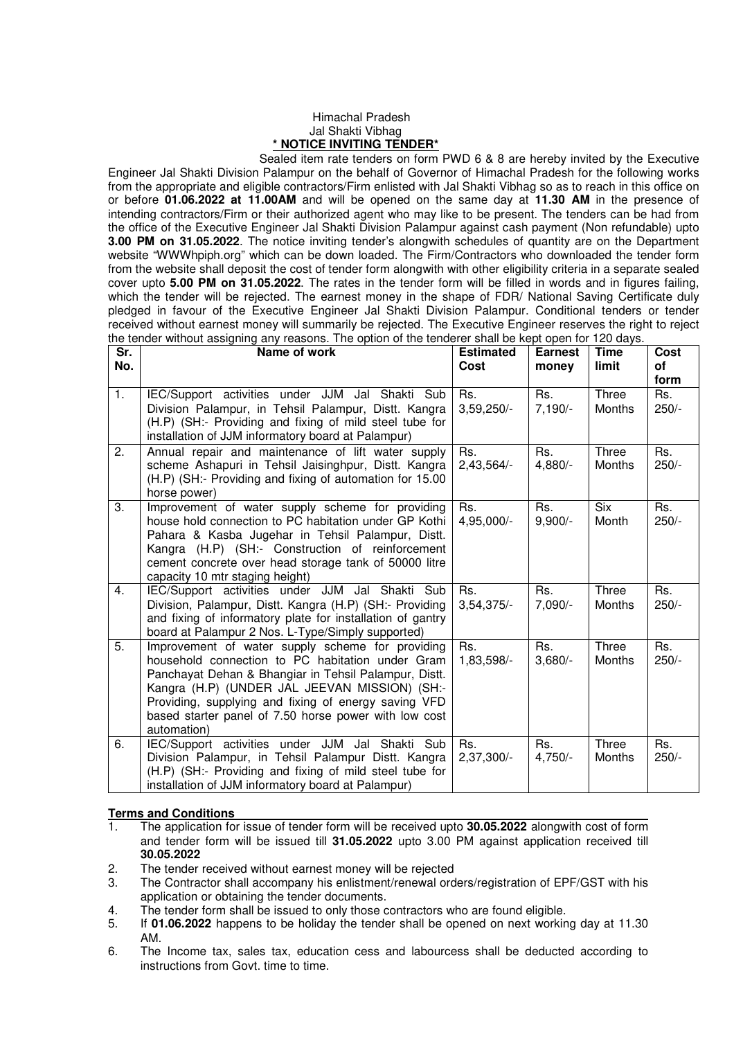Himachal Pradesh

Jal Shakti Vibhag

**\* NOTICE INVITING TENDER\***

Sealed item rate tenders on form PWD 6 & 8 are hereby invited by the Executive Engineer Jal Shakti Division Palampur on the behalf of Governor of Himachal Pradesh for the following works from the appropriate and eligible contractors/Firm enlisted with Jal Shakti Vibhag so as to reach in this office on or before **01.06.2022 at 11.00AM** and will be opened on the same day at **11.30 AM** in the presence of intending contractors/Firm or their authorized agent who may like to be present. The tenders can be had from the office of the Executive Engineer Jal Shakti Division Palampur against cash payment (Non refundable) upto **3.00 PM on 31.05.2022**. The notice inviting tender's alongwith schedules of quantity are on the Department website "WWWhpiph.org" which can be down loaded. The Firm/Contractors who downloaded the tender form from the website shall deposit the cost of tender form alongwith with other eligibility criteria in a separate sealed cover upto **5.00 PM on 31.05.2022**. The rates in the tender form will be filled in words and in figures failing, which the tender will be rejected. The earnest money in the shape of FDR/ National Saving Certificate duly pledged in favour of the Executive Engineer Jal Shakti Division Palampur. Conditional tenders or tender received without earnest money will summarily be rejected. The Executive Engineer reserves the right to reject the tender without assigning any reasons. The option of the tenderer shall be kept open for 120 days.

| Sr. No. | Name of work | Estimated Cost | Earnest money | Time limit | Cost of form |
|---|---|---|---|---|---|
| 1. | IEC/Support activities under JJM Jal Shakti Sub Division Palampur, in Tehsil Palampur, Distt. Kangra (H.P) (SH:- Providing and fixing of mild steel tube for installation of JJM informatory board at Palampur) | Rs. 3,59,250/- | Rs. 7,190/- | Three Months | Rs. 250/- |
| 2. | Annual repair and maintenance of lift water supply scheme Ashapuri in Tehsil Jaisinghpur, Distt. Kangra (H.P) (SH:- Providing and fixing of automation for 15.00 horse power) | Rs. 2,43,564/- | Rs. 4,880/- | Three Months | Rs. 250/- |
| 3. | Improvement of water supply scheme for providing house hold connection to PC habitation under GP Kothi Pahara & Kasba Jugehar in Tehsil Palampur, Distt. Kangra (H.P) (SH:- Construction of reinforcement cement concrete over head storage tank of 50000 litre capacity 10 mtr staging height) | Rs. 4,95,000/- | Rs. 9,900/- | Six Month | Rs. 250/- |
| 4. | IEC/Support activities under JJM Jal Shakti Sub Division, Palampur, Distt. Kangra (H.P) (SH:- Providing and fixing of informatory plate for installation of gantry board at Palampur 2 Nos. L-Type/Simply supported) | Rs. 3,54,375/- | Rs. 7,090/- | Three Months | Rs. 250/- |
| 5. | Improvement of water supply scheme for providing household connection to PC habitation under Gram Panchayat Dehan & Bhangiar in Tehsil Palampur, Distt. Kangra (H.P) (UNDER JAL JEEVAN MISSION) (SH:- Providing, supplying and fixing of energy saving VFD based starter panel of 7.50 horse power with low cost automation) | Rs. 1,83,598/- | Rs. 3,680/- | Three Months | Rs. 250/- |
| 6. | IEC/Support activities under JJM Jal Shakti Sub Division Palampur, in Tehsil Palampur Distt. Kangra (H.P) (SH:- Providing and fixing of mild steel tube for installation of JJM informatory board at Palampur) | Rs. 2,37,300/- | Rs. 4,750/- | Three Months | Rs. 250/- |

**Terms and Conditions**

1. The application for issue of tender form will be received upto **30.05.2022** alongwith cost of form and tender form will be issued till **31.05.2022** upto 3.00 PM against application received till **30.05.2022**
2. The tender received without earnest money will be rejected
3. The Contractor shall accompany his enlistment/renewal orders/registration of EPF/GST with his application or obtaining the tender documents.
4. The tender form shall be issued to only those contractors who are found eligible.
5. If **01.06.2022** happens to be holiday the tender shall be opened on next working day at 11.30 AM.
6. The Income tax, sales tax, education cess and labourcess shall be deducted according to instructions from Govt. time to time.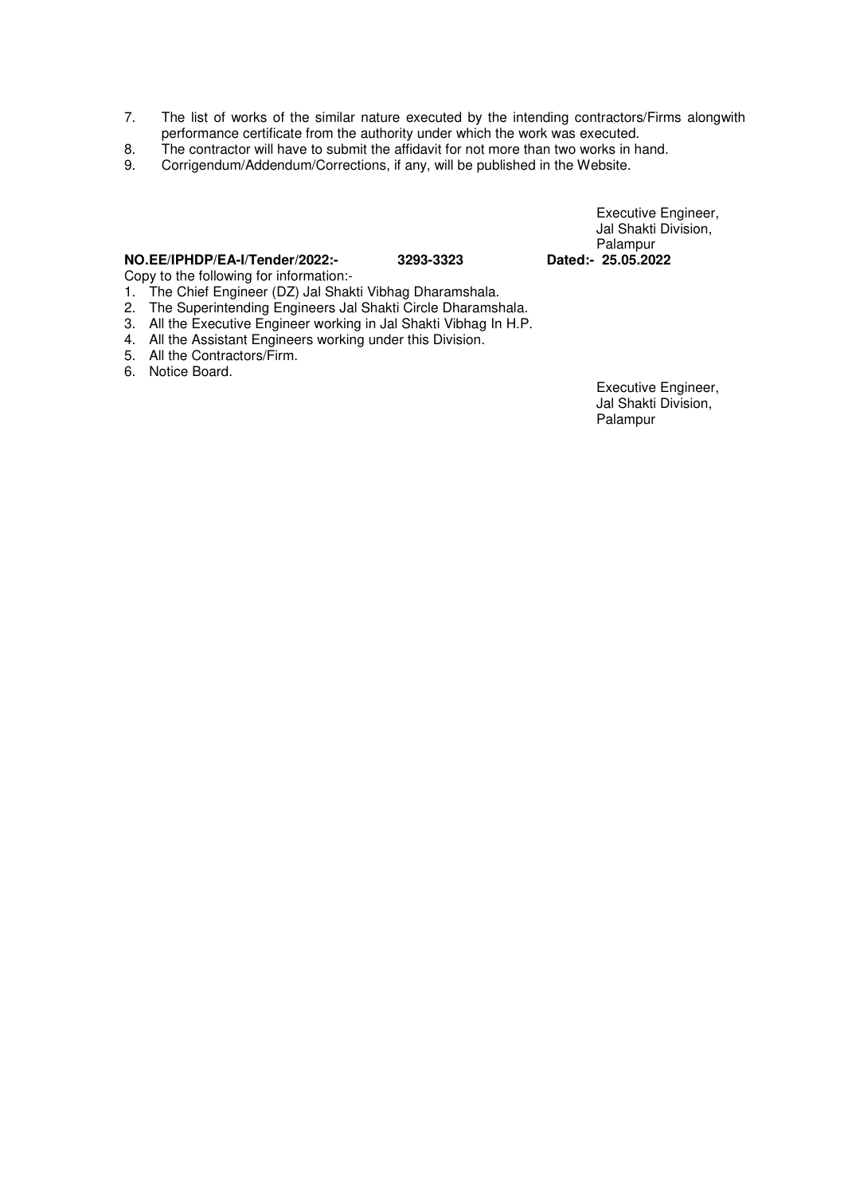7. The list of works of the similar nature executed by the intending contractors/Firms alongwith performance certificate from the authority under which the work was executed.
8. The contractor will have to submit the affidavit for not more than two works in hand.
9. Corrigendum/Addendum/Corrections, if any, will be published in the Website.

Executive Engineer,
Jal Shakti Division,
Palampur

**NO.EE/IPHDP/EA-I/Tender/2022:- 3293-3323 Dated:- 25.05.2022**

Copy to the following for information:-

1. The Chief Engineer (DZ) Jal Shakti Vibhag Dharamshala.
2. The Superintending Engineers Jal Shakti Circle Dharamshala.
3. All the Executive Engineer working in Jal Shakti Vibhag In H.P.
4. All the Assistant Engineers working under this Division.
5. All the Contractors/Firm.
6. Notice Board.

Executive Engineer,
Jal Shakti Division,
Palampur